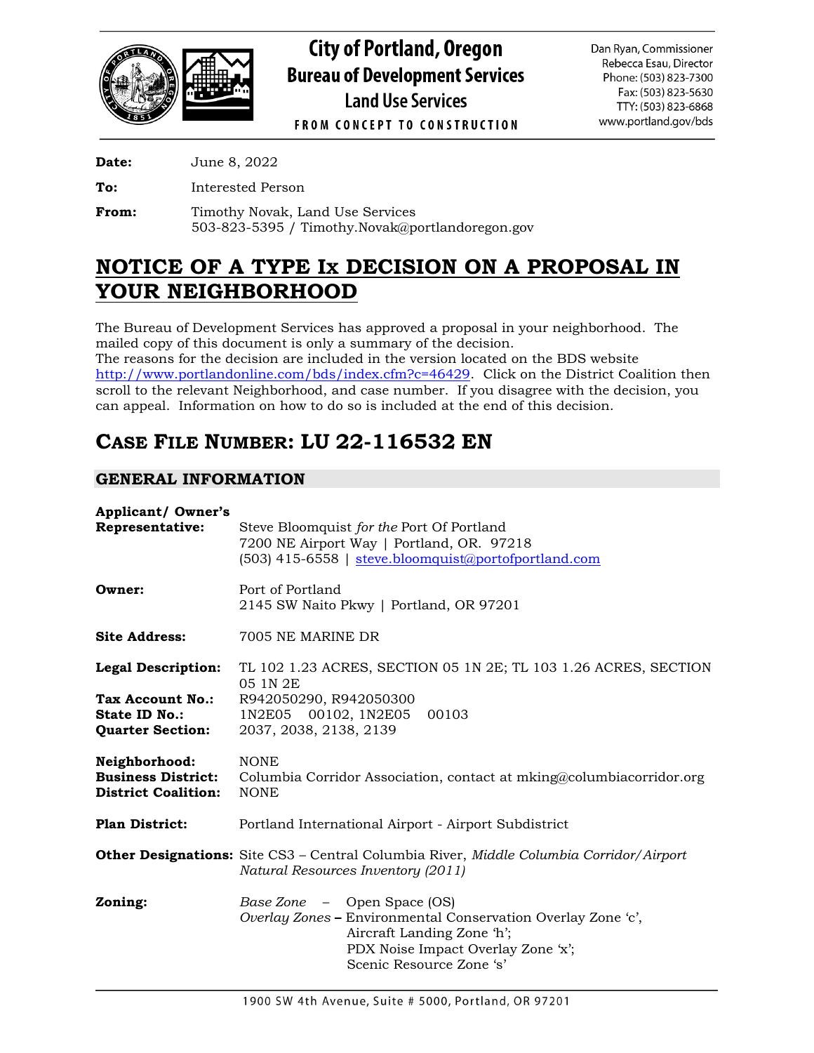# City of Portland, Oregon
## Bureau of Development Services
### Land Use Services
FROM CONCEPT TO CONSTRUCTION

Dan Ryan, Commissioner
Rebecca Esau, Director
Phone: (503) 823-7300
Fax: (503) 823-5630
TTY: (503) 823-6868
www.portland.gov/bds

**Date:** June 8, 2022

**To:** Interested Person

**From:** Timothy Novak, Land Use Services
503-823-5395 / Timothy.Novak@portlandoregon.gov

# NOTICE OF A TYPE Ix DECISION ON A PROPOSAL IN YOUR NEIGHBORHOOD

The Bureau of Development Services has approved a proposal in your neighborhood. The mailed copy of this document is only a summary of the decision.
The reasons for the decision are included in the version located on the BDS website http://www.portlandonline.com/bds/index.cfm?c=46429. Click on the District Coalition then scroll to the relevant Neighborhood, and case number. If you disagree with the decision, you can appeal. Information on how to do so is included at the end of this decision.

# CASE FILE NUMBER: LU 22-116532 EN

## GENERAL INFORMATION

**Applicant/ Owner's Representative:** Steve Bloomquist *for the* Port Of Portland
7200 NE Airport Way | Portland, OR. 97218
(503) 415-6558 | steve.bloomquist@portofportland.com

**Owner:** Port of Portland
2145 SW Naito Pkwy | Portland, OR 97201

**Site Address:** 7005 NE MARINE DR

**Legal Description:** TL 102 1.23 ACRES, SECTION 05 1N 2E; TL 103 1.26 ACRES, SECTION 05 1N 2E
**Tax Account No.:** R942050290, R942050300
**State ID No.:** 1N2E05 00102, 1N2E05 00103
**Quarter Section:** 2037, 2038, 2138, 2139

**Neighborhood:** NONE
**Business District:** Columbia Corridor Association, contact at mking@columbiacorridor.org
**District Coalition:** NONE

**Plan District:** Portland International Airport - Airport Subdistrict

**Other Designations:** Site CS3 – Central Columbia River, *Middle Columbia Corridor/Airport Natural Resources Inventory (2011)*

**Zoning:** *Base Zone* – Open Space (OS)
*Overlay Zones* – Environmental Conservation Overlay Zone 'c', Aircraft Landing Zone 'h'; PDX Noise Impact Overlay Zone 'x'; Scenic Resource Zone 's'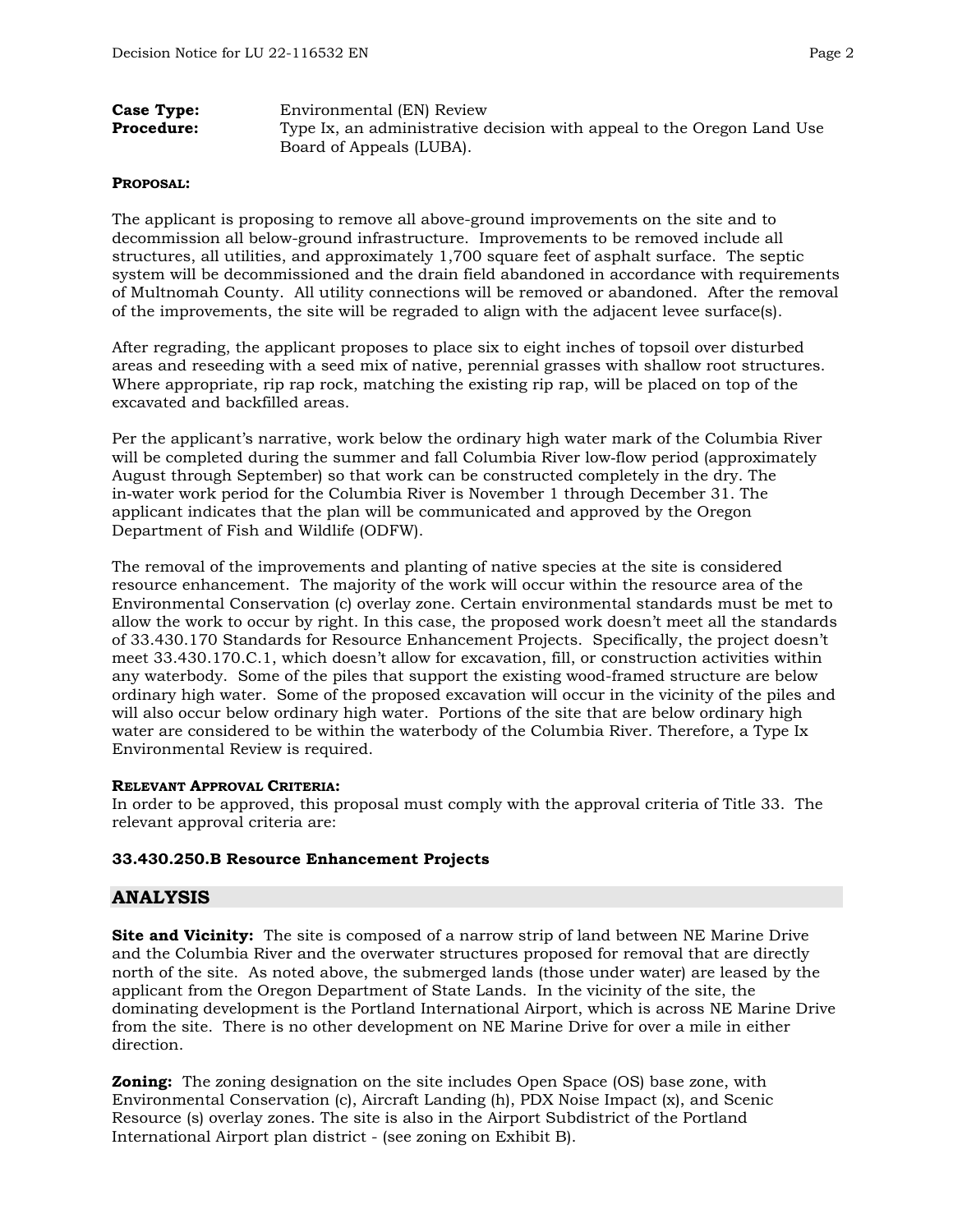**Case Type:** Environmental (EN) Review
**Procedure:** Type Ix, an administrative decision with appeal to the Oregon Land Use Board of Appeals (LUBA).

**PROPOSAL:**

The applicant is proposing to remove all above-ground improvements on the site and to decommission all below-ground infrastructure. Improvements to be removed include all structures, all utilities, and approximately 1,700 square feet of asphalt surface. The septic system will be decommissioned and the drain field abandoned in accordance with requirements of Multnomah County. All utility connections will be removed or abandoned. After the removal of the improvements, the site will be regraded to align with the adjacent levee surface(s).

After regrading, the applicant proposes to place six to eight inches of topsoil over disturbed areas and reseeding with a seed mix of native, perennial grasses with shallow root structures. Where appropriate, rip rap rock, matching the existing rip rap, will be placed on top of the excavated and backfilled areas.

Per the applicant's narrative, work below the ordinary high water mark of the Columbia River will be completed during the summer and fall Columbia River low-flow period (approximately August through September) so that work can be constructed completely in the dry. The in-water work period for the Columbia River is November 1 through December 31. The applicant indicates that the plan will be communicated and approved by the Oregon Department of Fish and Wildlife (ODFW).

The removal of the improvements and planting of native species at the site is considered resource enhancement. The majority of the work will occur within the resource area of the Environmental Conservation (c) overlay zone. Certain environmental standards must be met to allow the work to occur by right. In this case, the proposed work doesn't meet all the standards of 33.430.170 Standards for Resource Enhancement Projects. Specifically, the project doesn't meet 33.430.170.C.1, which doesn't allow for excavation, fill, or construction activities within any waterbody. Some of the piles that support the existing wood-framed structure are below ordinary high water. Some of the proposed excavation will occur in the vicinity of the piles and will also occur below ordinary high water. Portions of the site that are below ordinary high water are considered to be within the waterbody of the Columbia River. Therefore, a Type Ix Environmental Review is required.

**RELEVANT APPROVAL CRITERIA:**
In order to be approved, this proposal must comply with the approval criteria of Title 33. The relevant approval criteria are:

**33.430.250.B Resource Enhancement Projects**

## ANALYSIS

**Site and Vicinity:** The site is composed of a narrow strip of land between NE Marine Drive and the Columbia River and the overwater structures proposed for removal that are directly north of the site. As noted above, the submerged lands (those under water) are leased by the applicant from the Oregon Department of State Lands. In the vicinity of the site, the dominating development is the Portland International Airport, which is across NE Marine Drive from the site. There is no other development on NE Marine Drive for over a mile in either direction.

**Zoning:** The zoning designation on the site includes Open Space (OS) base zone, with Environmental Conservation (c), Aircraft Landing (h), PDX Noise Impact (x), and Scenic Resource (s) overlay zones. The site is also in the Airport Subdistrict of the Portland International Airport plan district - (see zoning on Exhibit B).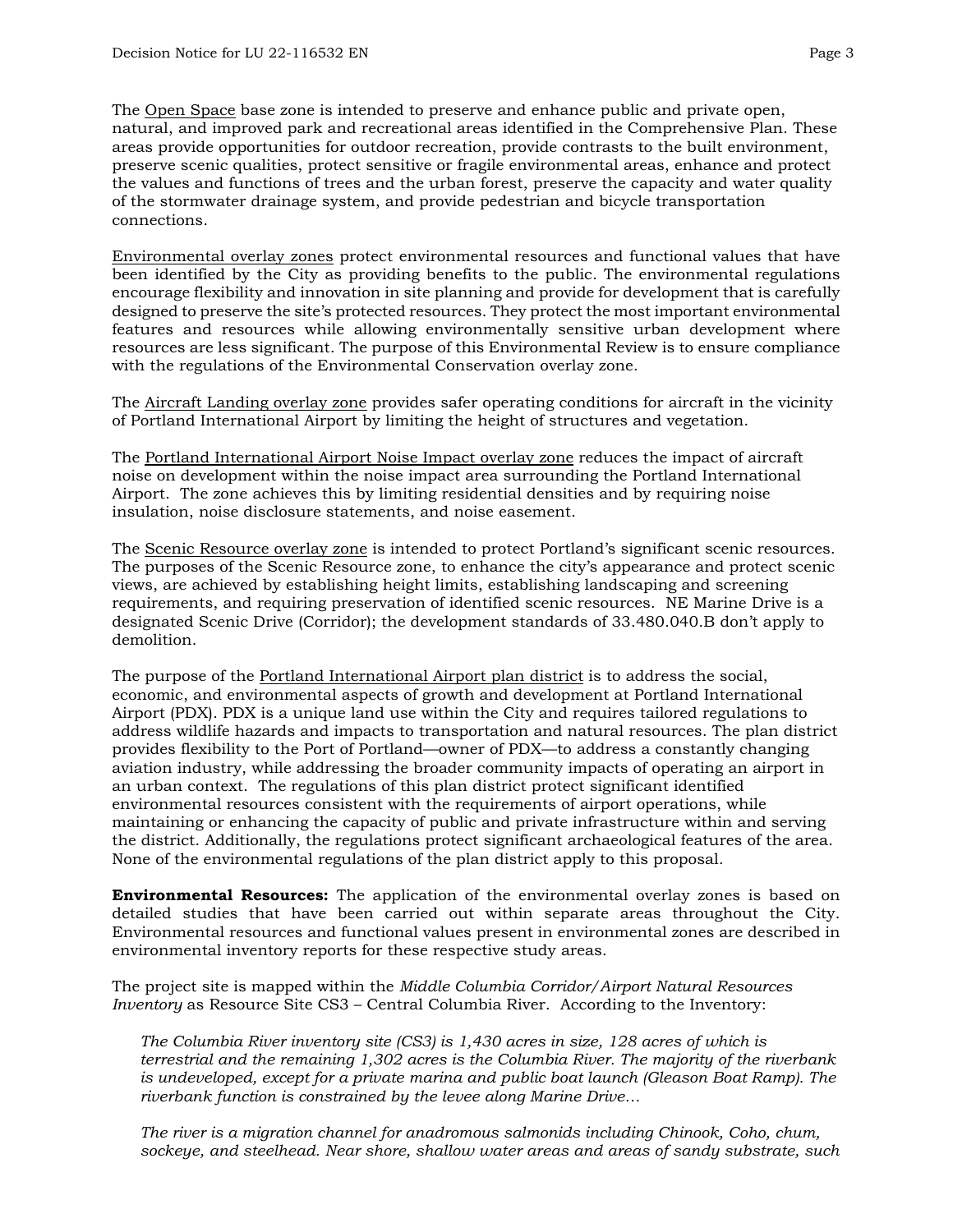The Open Space base zone is intended to preserve and enhance public and private open, natural, and improved park and recreational areas identified in the Comprehensive Plan. These areas provide opportunities for outdoor recreation, provide contrasts to the built environment, preserve scenic qualities, protect sensitive or fragile environmental areas, enhance and protect the values and functions of trees and the urban forest, preserve the capacity and water quality of the stormwater drainage system, and provide pedestrian and bicycle transportation connections.

Environmental overlay zones protect environmental resources and functional values that have been identified by the City as providing benefits to the public. The environmental regulations encourage flexibility and innovation in site planning and provide for development that is carefully designed to preserve the site's protected resources. They protect the most important environmental features and resources while allowing environmentally sensitive urban development where resources are less significant. The purpose of this Environmental Review is to ensure compliance with the regulations of the Environmental Conservation overlay zone.

The Aircraft Landing overlay zone provides safer operating conditions for aircraft in the vicinity of Portland International Airport by limiting the height of structures and vegetation.

The Portland International Airport Noise Impact overlay zone reduces the impact of aircraft noise on development within the noise impact area surrounding the Portland International Airport. The zone achieves this by limiting residential densities and by requiring noise insulation, noise disclosure statements, and noise easement.

The Scenic Resource overlay zone is intended to protect Portland's significant scenic resources. The purposes of the Scenic Resource zone, to enhance the city's appearance and protect scenic views, are achieved by establishing height limits, establishing landscaping and screening requirements, and requiring preservation of identified scenic resources. NE Marine Drive is a designated Scenic Drive (Corridor); the development standards of 33.480.040.B don't apply to demolition.

The purpose of the Portland International Airport plan district is to address the social, economic, and environmental aspects of growth and development at Portland International Airport (PDX). PDX is a unique land use within the City and requires tailored regulations to address wildlife hazards and impacts to transportation and natural resources. The plan district provides flexibility to the Port of Portland—owner of PDX—to address a constantly changing aviation industry, while addressing the broader community impacts of operating an airport in an urban context. The regulations of this plan district protect significant identified environmental resources consistent with the requirements of airport operations, while maintaining or enhancing the capacity of public and private infrastructure within and serving the district. Additionally, the regulations protect significant archaeological features of the area. None of the environmental regulations of the plan district apply to this proposal.

**Environmental Resources:** The application of the environmental overlay zones is based on detailed studies that have been carried out within separate areas throughout the City. Environmental resources and functional values present in environmental zones are described in environmental inventory reports for these respective study areas.

The project site is mapped within the *Middle Columbia Corridor/Airport Natural Resources Inventory* as Resource Site CS3 – Central Columbia River. According to the Inventory:

> *The Columbia River inventory site (CS3) is 1,430 acres in size, 128 acres of which is terrestrial and the remaining 1,302 acres is the Columbia River. The majority of the riverbank is undeveloped, except for a private marina and public boat launch (Gleason Boat Ramp). The riverbank function is constrained by the levee along Marine Drive…*
>
> *The river is a migration channel for anadromous salmonids including Chinook, Coho, chum, sockeye, and steelhead. Near shore, shallow water areas and areas of sandy substrate, such*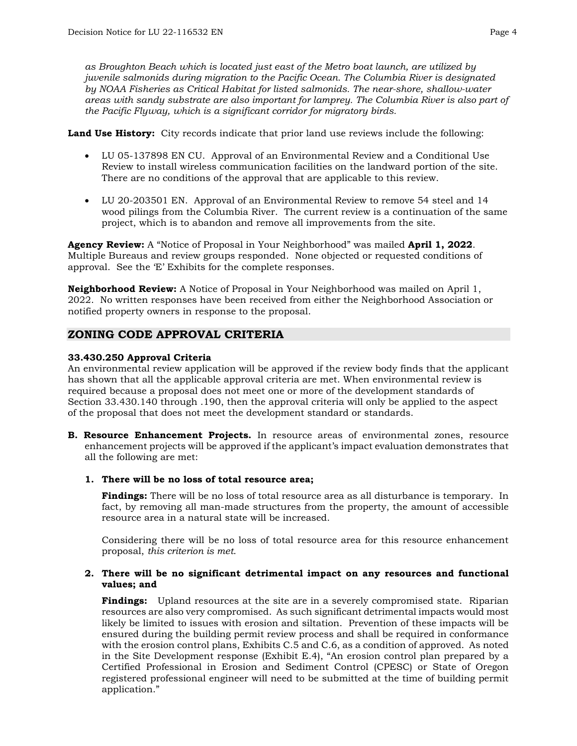*as Broughton Beach which is located just east of the Metro boat launch, are utilized by juvenile salmonids during migration to the Pacific Ocean. The Columbia River is designated by NOAA Fisheries as Critical Habitat for listed salmonids. The near-shore, shallow-water areas with sandy substrate are also important for lamprey. The Columbia River is also part of the Pacific Flyway, which is a significant corridor for migratory birds.*

**Land Use History:** City records indicate that prior land use reviews include the following:

- LU 05-137898 EN CU. Approval of an Environmental Review and a Conditional Use Review to install wireless communication facilities on the landward portion of the site. There are no conditions of the approval that are applicable to this review.
- LU 20-203501 EN. Approval of an Environmental Review to remove 54 steel and 14 wood pilings from the Columbia River. The current review is a continuation of the same project, which is to abandon and remove all improvements from the site.

**Agency Review:** A "Notice of Proposal in Your Neighborhood" was mailed **April 1, 2022**. Multiple Bureaus and review groups responded. None objected or requested conditions of approval. See the 'E' Exhibits for the complete responses.

**Neighborhood Review:** A Notice of Proposal in Your Neighborhood was mailed on April 1, 2022. No written responses have been received from either the Neighborhood Association or notified property owners in response to the proposal.

## ZONING CODE APPROVAL CRITERIA

**33.430.250 Approval Criteria**

An environmental review application will be approved if the review body finds that the applicant has shown that all the applicable approval criteria are met. When environmental review is required because a proposal does not meet one or more of the development standards of Section 33.430.140 through .190, then the approval criteria will only be applied to the aspect of the proposal that does not meet the development standard or standards.

**B. Resource Enhancement Projects.** In resource areas of environmental zones, resource enhancement projects will be approved if the applicant's impact evaluation demonstrates that all the following are met:

**1. There will be no loss of total resource area;**

**Findings:** There will be no loss of total resource area as all disturbance is temporary. In fact, by removing all man-made structures from the property, the amount of accessible resource area in a natural state will be increased.

Considering there will be no loss of total resource area for this resource enhancement proposal, *this criterion is met*.

**2. There will be no significant detrimental impact on any resources and functional values; and**

**Findings:** Upland resources at the site are in a severely compromised state. Riparian resources are also very compromised. As such significant detrimental impacts would most likely be limited to issues with erosion and siltation. Prevention of these impacts will be ensured during the building permit review process and shall be required in conformance with the erosion control plans, Exhibits C.5 and C.6, as a condition of approved. As noted in the Site Development response (Exhibit E.4), "An erosion control plan prepared by a Certified Professional in Erosion and Sediment Control (CPESC) or State of Oregon registered professional engineer will need to be submitted at the time of building permit application."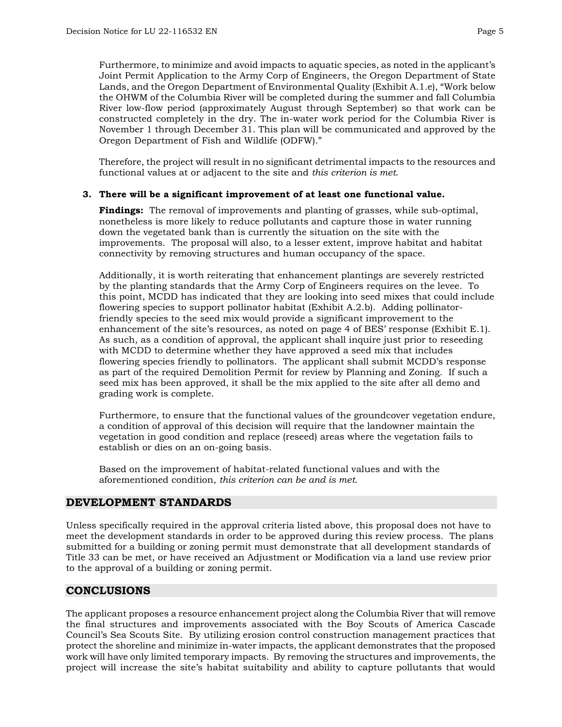Furthermore, to minimize and avoid impacts to aquatic species, as noted in the applicant's Joint Permit Application to the Army Corp of Engineers, the Oregon Department of State Lands, and the Oregon Department of Environmental Quality (Exhibit A.1.e), "Work below the OHWM of the Columbia River will be completed during the summer and fall Columbia River low-flow period (approximately August through September) so that work can be constructed completely in the dry. The in-water work period for the Columbia River is November 1 through December 31. This plan will be communicated and approved by the Oregon Department of Fish and Wildlife (ODFW)."

Therefore, the project will result in no significant detrimental impacts to the resources and functional values at or adjacent to the site and *this criterion is met*.

**3. There will be a significant improvement of at least one functional value.**

**Findings:** The removal of improvements and planting of grasses, while sub-optimal, nonetheless is more likely to reduce pollutants and capture those in water running down the vegetated bank than is currently the situation on the site with the improvements. The proposal will also, to a lesser extent, improve habitat and habitat connectivity by removing structures and human occupancy of the space.

Additionally, it is worth reiterating that enhancement plantings are severely restricted by the planting standards that the Army Corp of Engineers requires on the levee. To this point, MCDD has indicated that they are looking into seed mixes that could include flowering species to support pollinator habitat (Exhibit A.2.b). Adding pollinator-friendly species to the seed mix would provide a significant improvement to the enhancement of the site's resources, as noted on page 4 of BES' response (Exhibit E.1). As such, as a condition of approval, the applicant shall inquire just prior to reseeding with MCDD to determine whether they have approved a seed mix that includes flowering species friendly to pollinators. The applicant shall submit MCDD's response as part of the required Demolition Permit for review by Planning and Zoning. If such a seed mix has been approved, it shall be the mix applied to the site after all demo and grading work is complete.

Furthermore, to ensure that the functional values of the groundcover vegetation endure, a condition of approval of this decision will require that the landowner maintain the vegetation in good condition and replace (reseed) areas where the vegetation fails to establish or dies on an on-going basis.

Based on the improvement of habitat-related functional values and with the aforementioned condition, *this criterion can be and is met*.

## DEVELOPMENT STANDARDS

Unless specifically required in the approval criteria listed above, this proposal does not have to meet the development standards in order to be approved during this review process. The plans submitted for a building or zoning permit must demonstrate that all development standards of Title 33 can be met, or have received an Adjustment or Modification via a land use review prior to the approval of a building or zoning permit.

## CONCLUSIONS

The applicant proposes a resource enhancement project along the Columbia River that will remove the final structures and improvements associated with the Boy Scouts of America Cascade Council's Sea Scouts Site. By utilizing erosion control construction management practices that protect the shoreline and minimize in-water impacts, the applicant demonstrates that the proposed work will have only limited temporary impacts. By removing the structures and improvements, the project will increase the site's habitat suitability and ability to capture pollutants that would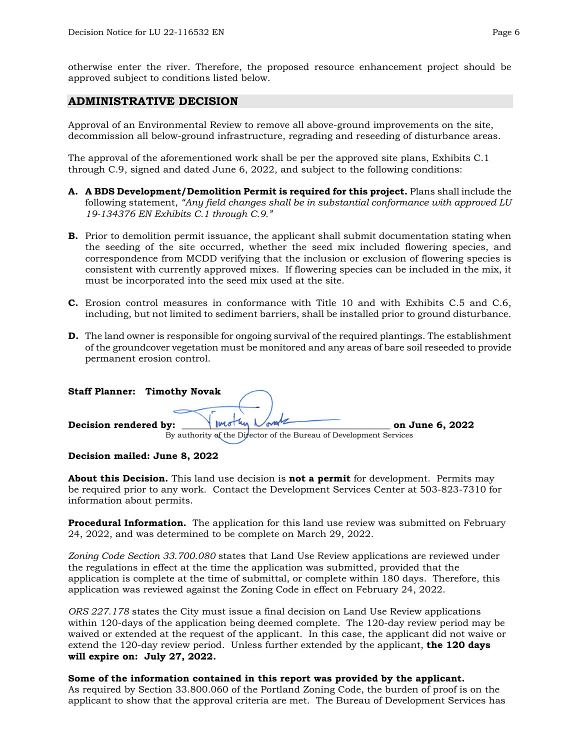otherwise enter the river. Therefore, the proposed resource enhancement project should be approved subject to conditions listed below.

## ADMINISTRATIVE DECISION

Approval of an Environmental Review to remove all above-ground improvements on the site, decommission all below-ground infrastructure, regrading and reseeding of disturbance areas.

The approval of the aforementioned work shall be per the approved site plans, Exhibits C.1 through C.9, signed and dated June 6, 2022, and subject to the following conditions:

**A.** **A BDS Development/Demolition Permit is required for this project.** Plans shall include the following statement, *"Any field changes shall be in substantial conformance with approved LU 19-134376 EN Exhibits C.1 through C.9."*

**B.** Prior to demolition permit issuance, the applicant shall submit documentation stating when the seeding of the site occurred, whether the seed mix included flowering species, and correspondence from MCDD verifying that the inclusion or exclusion of flowering species is consistent with currently approved mixes. If flowering species can be included in the mix, it must be incorporated into the seed mix used at the site.

**C.** Erosion control measures in conformance with Title 10 and with Exhibits C.5 and C.6, including, but not limited to sediment barriers, shall be installed prior to ground disturbance.

**D.** The land owner is responsible for ongoing survival of the required plantings. The establishment of the groundcover vegetation must be monitored and any areas of bare soil reseeded to provide permanent erosion control.

**Staff Planner: Timothy Novak**

**Decision rendered by:** ______Timothy Novak______ **on June 6, 2022**
By authority of the Director of the Bureau of Development Services

**Decision mailed: June 8, 2022**

**About this Decision.** This land use decision is **not a permit** for development. Permits may be required prior to any work. Contact the Development Services Center at 503-823-7310 for information about permits.

**Procedural Information.** The application for this land use review was submitted on February 24, 2022, and was determined to be complete on March 29, 2022.

*Zoning Code Section 33.700.080* states that Land Use Review applications are reviewed under the regulations in effect at the time the application was submitted, provided that the application is complete at the time of submittal, or complete within 180 days. Therefore, this application was reviewed against the Zoning Code in effect on February 24, 2022.

*ORS 227.178* states the City must issue a final decision on Land Use Review applications within 120-days of the application being deemed complete. The 120-day review period may be waived or extended at the request of the applicant. In this case, the applicant did not waive or extend the 120-day review period. Unless further extended by the applicant, **the 120 days will expire on: July 27, 2022.**

**Some of the information contained in this report was provided by the applicant.**
As required by Section 33.800.060 of the Portland Zoning Code, the burden of proof is on the applicant to show that the approval criteria are met. The Bureau of Development Services has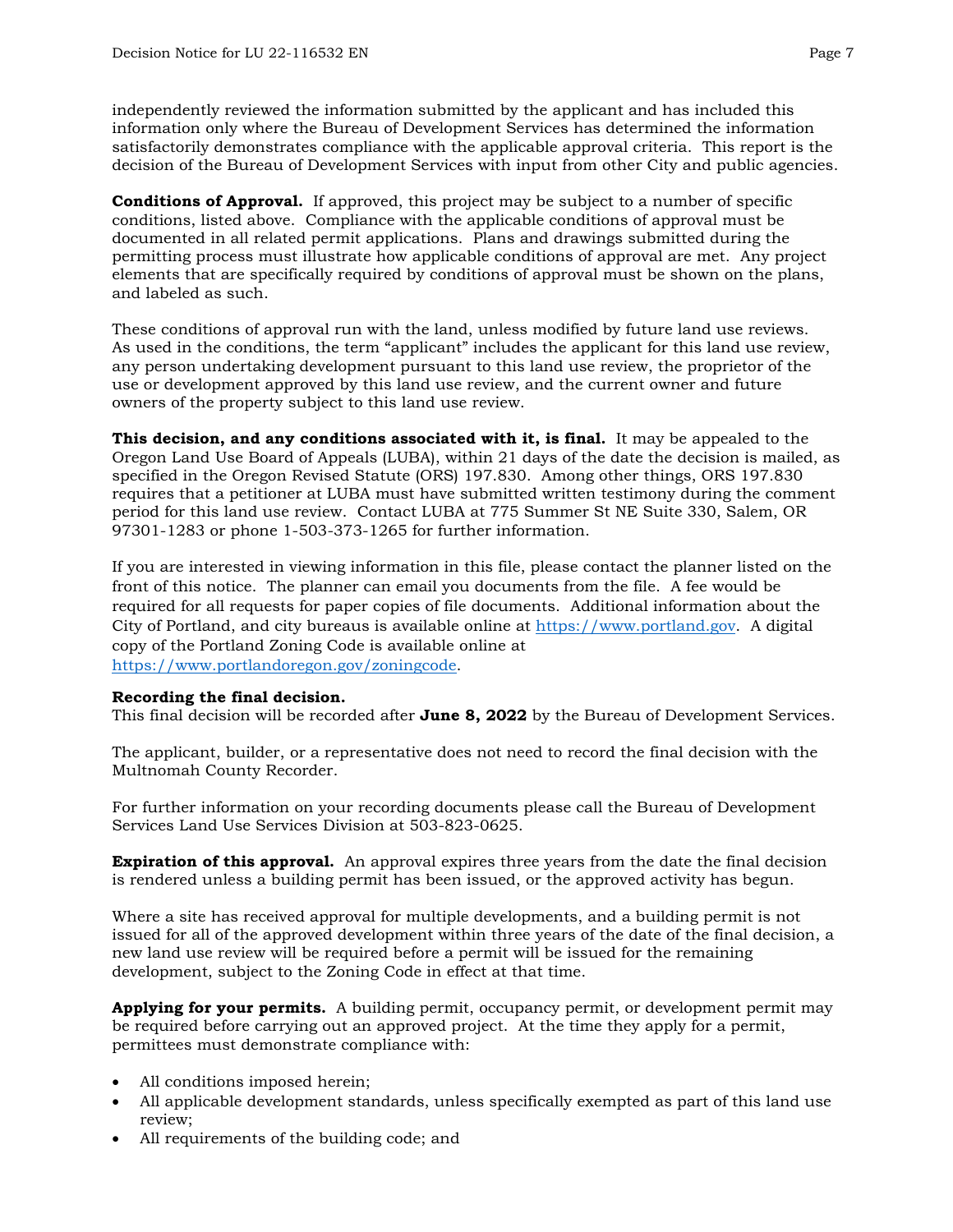independently reviewed the information submitted by the applicant and has included this information only where the Bureau of Development Services has determined the information satisfactorily demonstrates compliance with the applicable approval criteria. This report is the decision of the Bureau of Development Services with input from other City and public agencies.

**Conditions of Approval.** If approved, this project may be subject to a number of specific conditions, listed above. Compliance with the applicable conditions of approval must be documented in all related permit applications. Plans and drawings submitted during the permitting process must illustrate how applicable conditions of approval are met. Any project elements that are specifically required by conditions of approval must be shown on the plans, and labeled as such.

These conditions of approval run with the land, unless modified by future land use reviews. As used in the conditions, the term "applicant" includes the applicant for this land use review, any person undertaking development pursuant to this land use review, the proprietor of the use or development approved by this land use review, and the current owner and future owners of the property subject to this land use review.

**This decision, and any conditions associated with it, is final.** It may be appealed to the Oregon Land Use Board of Appeals (LUBA), within 21 days of the date the decision is mailed, as specified in the Oregon Revised Statute (ORS) 197.830. Among other things, ORS 197.830 requires that a petitioner at LUBA must have submitted written testimony during the comment period for this land use review. Contact LUBA at 775 Summer St NE Suite 330, Salem, OR 97301-1283 or phone 1-503-373-1265 for further information.

If you are interested in viewing information in this file, please contact the planner listed on the front of this notice. The planner can email you documents from the file. A fee would be required for all requests for paper copies of file documents. Additional information about the City of Portland, and city bureaus is available online at https://www.portland.gov. A digital copy of the Portland Zoning Code is available online at https://www.portlandoregon.gov/zoningcode.

**Recording the final decision.**
This final decision will be recorded after **June 8, 2022** by the Bureau of Development Services.

The applicant, builder, or a representative does not need to record the final decision with the Multnomah County Recorder.

For further information on your recording documents please call the Bureau of Development Services Land Use Services Division at 503-823-0625.

**Expiration of this approval.** An approval expires three years from the date the final decision is rendered unless a building permit has been issued, or the approved activity has begun.

Where a site has received approval for multiple developments, and a building permit is not issued for all of the approved development within three years of the date of the final decision, a new land use review will be required before a permit will be issued for the remaining development, subject to the Zoning Code in effect at that time.

**Applying for your permits.** A building permit, occupancy permit, or development permit may be required before carrying out an approved project. At the time they apply for a permit, permittees must demonstrate compliance with:

- All conditions imposed herein;
- All applicable development standards, unless specifically exempted as part of this land use review;
- All requirements of the building code; and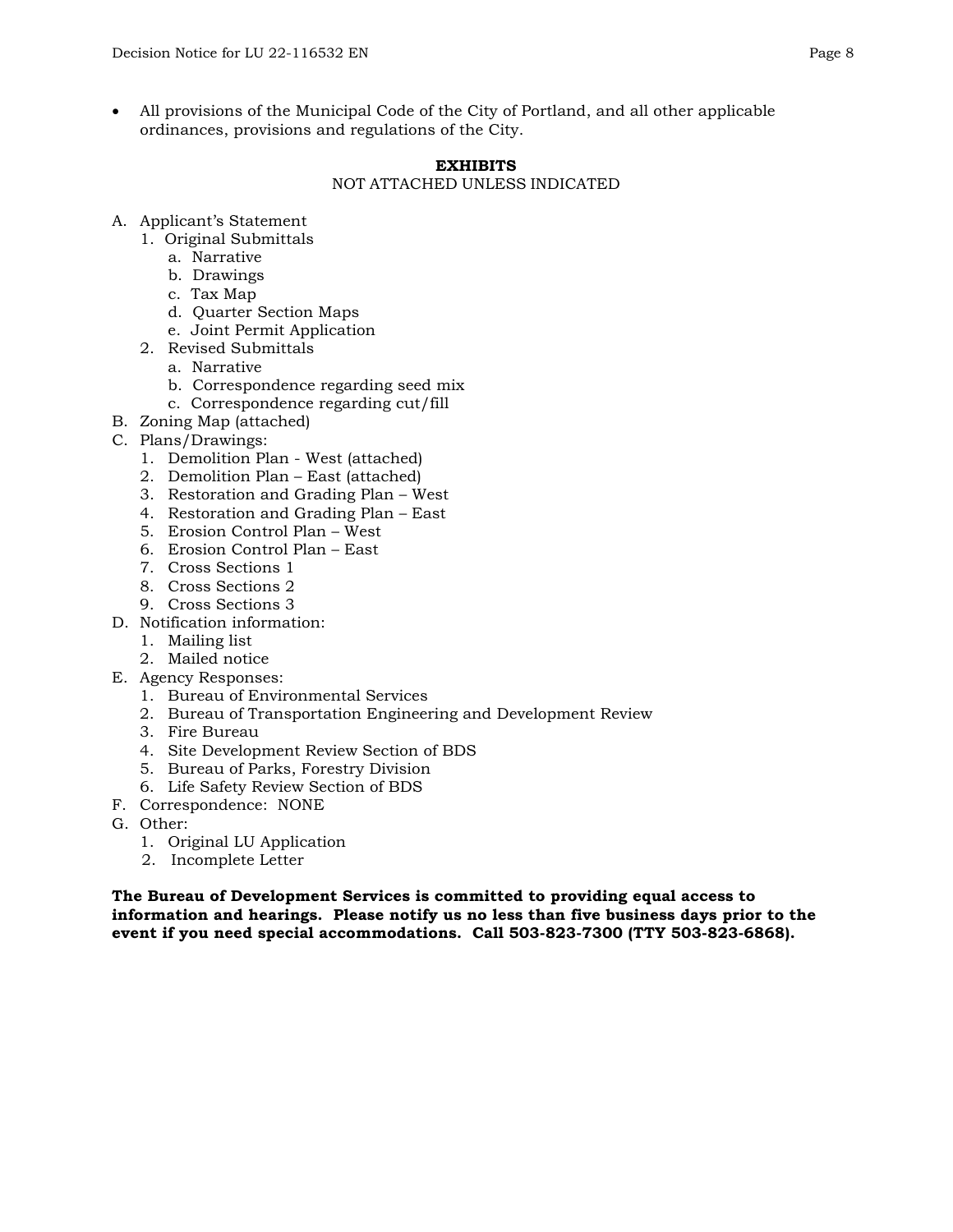- All provisions of the Municipal Code of the City of Portland, and all other applicable ordinances, provisions and regulations of the City.

## EXHIBITS

NOT ATTACHED UNLESS INDICATED

A. Applicant's Statement
   1. Original Submittals
      a. Narrative
      b. Drawings
      c. Tax Map
      d. Quarter Section Maps
      e. Joint Permit Application
   2. Revised Submittals
      a. Narrative
      b. Correspondence regarding seed mix
      c. Correspondence regarding cut/fill
B. Zoning Map (attached)
C. Plans/Drawings:
   1. Demolition Plan - West (attached)
   2. Demolition Plan – East (attached)
   3. Restoration and Grading Plan – West
   4. Restoration and Grading Plan – East
   5. Erosion Control Plan – West
   6. Erosion Control Plan – East
   7. Cross Sections 1
   8. Cross Sections 2
   9. Cross Sections 3
D. Notification information:
   1. Mailing list
   2. Mailed notice
E. Agency Responses:
   1. Bureau of Environmental Services
   2. Bureau of Transportation Engineering and Development Review
   3. Fire Bureau
   4. Site Development Review Section of BDS
   5. Bureau of Parks, Forestry Division
   6. Life Safety Review Section of BDS
F. Correspondence: NONE
G. Other:
   1. Original LU Application
   2. Incomplete Letter

**The Bureau of Development Services is committed to providing equal access to information and hearings. Please notify us no less than five business days prior to the event if you need special accommodations. Call 503-823-7300 (TTY 503-823-6868).**